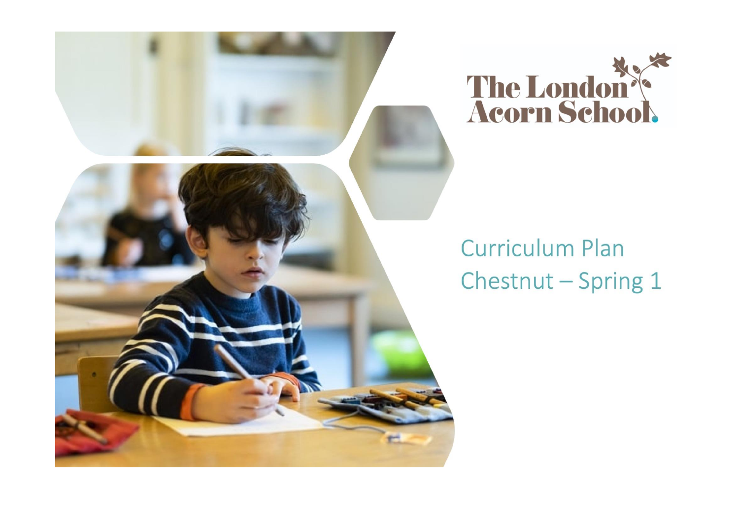The London Acorn School

# Curriculum Plan
## Chestnut – Spring 1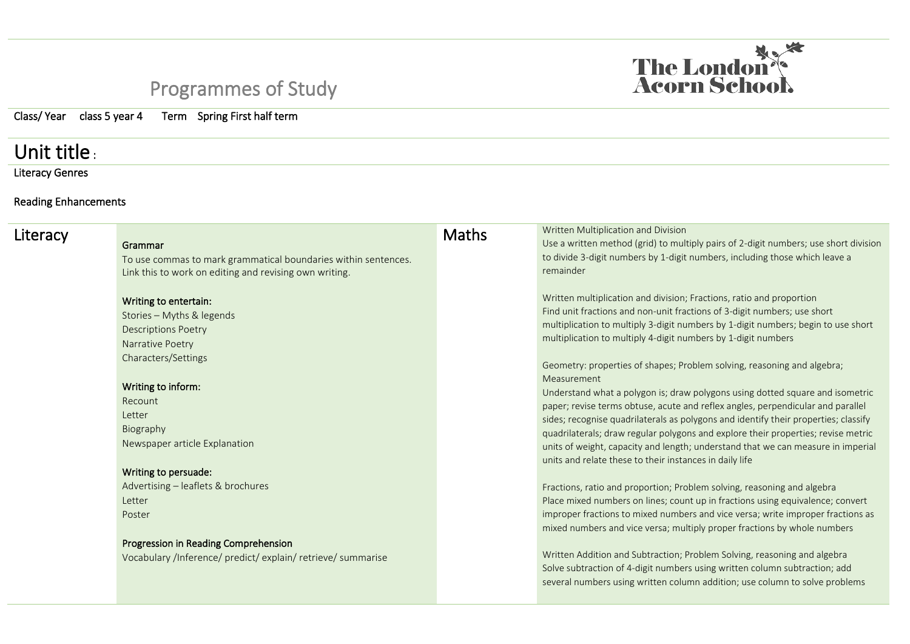# Programmes of Study

The London Acorn School

Class/ Year class 5 year 4 Term Spring First half term

## Unit title :

Literacy Genres

Reading Enhancements

## Literacy

**Grammar**

To use commas to mark grammatical boundaries within sentences. Link this to work on editing and revising own writing.

**Writing to entertain:**

Stories – Myths & legends
Descriptions Poetry
Narrative Poetry
Characters/Settings

**Writing to inform:**

Recount
Letter
Biography
Newspaper article Explanation

**Writing to persuade:**

Advertising – leaflets & brochures
Letter
Poster

**Progression in Reading Comprehension**

Vocabulary /Inference/ predict/ explain/ retrieve/ summarise

## Maths

Written Multiplication and Division
Use a written method (grid) to multiply pairs of 2-digit numbers; use short division to divide 3-digit numbers by 1-digit numbers, including those which leave a remainder

Written multiplication and division; Fractions, ratio and proportion
Find unit fractions and non-unit fractions of 3-digit numbers; use short multiplication to multiply 3-digit numbers by 1-digit numbers; begin to use short multiplication to multiply 4-digit numbers by 1-digit numbers

Geometry: properties of shapes; Problem solving, reasoning and algebra; Measurement
Understand what a polygon is; draw polygons using dotted square and isometric paper; revise terms obtuse, acute and reflex angles, perpendicular and parallel sides; recognise quadrilaterals as polygons and identify their properties; classify quadrilaterals; draw regular polygons and explore their properties; revise metric units of weight, capacity and length; understand that we can measure in imperial units and relate these to their instances in daily life

Fractions, ratio and proportion; Problem solving, reasoning and algebra
Place mixed numbers on lines; count up in fractions using equivalence; convert improper fractions to mixed numbers and vice versa; write improper fractions as mixed numbers and vice versa; multiply proper fractions by whole numbers

Written Addition and Subtraction; Problem Solving, reasoning and algebra
Solve subtraction of 4-digit numbers using written column subtraction; add several numbers using written column addition; use column to solve problems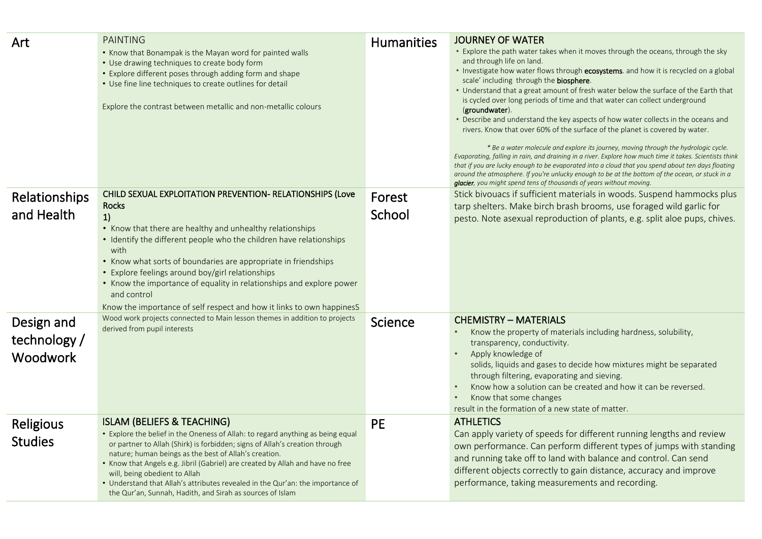| Subject | Content | Subject | Content |
|---|---|---|---|
| Art | PAINTING<br>• Know that Bonampak is the Mayan word for painted walls<br>• Use drawing techniques to create body form<br>• Explore different poses through adding form and shape<br>• Use fine line techniques to create outlines for detail<br><br>Explore the contrast between metallic and non-metallic colours | Humanities | JOURNEY OF WATER<br>• Explore the path water takes when it moves through the oceans, through the sky and through life on land.<br>• Investigate how water flows through **ecosystems**. and how it is recycled on a global scale' including through the **biosphere**.<br>• Understand that a great amount of fresh water below the surface of the Earth that is cycled over long periods of time and that water can collect underground (**groundwater**).<br>• Describe and understand the key aspects of how water collects in the oceans and rivers. Know that over 60% of the surface of the planet is covered by water.<br><br>*\* Be a water molecule and explore its journey, moving through the hydrologic cycle. Evaporating, falling in rain, and draining in a river. Explore how much time it takes. Scientists think that if you are lucky enough to be evaporated into a cloud that you spend about ten days floating around the atmosphere. If you're unlucky enough to be at the bottom of the ocean, or stuck in a **glacier**, you might spend tens of thousands of years without moving.* |
| Relationships and Health | CHILD SEXUAL EXPLOITATION PREVENTION- RELATIONSHIPS (Love Rocks 1)<br>• Know that there are healthy and unhealthy relationships<br>• Identify the different people who the children have relationships with<br>• Know what sorts of boundaries are appropriate in friendships<br>• Explore feelings around boy/girl relationships<br>• Know the importance of equality in relationships and explore power and control<br>Know the importance of self respect and how it links to own happinesS | Forest School | Stick bivouacs if sufficient materials in woods. Suspend hammocks plus tarp shelters. Make birch brash brooms, use foraged wild garlic for pesto. Note asexual reproduction of plants, e.g. split aloe pups, chives. |
| Design and technology / Woodwork | Wood work projects connected to Main lesson themes in addition to projects derived from pupil interests | Science | CHEMISTRY – MATERIALS<br>• Know the property of materials including hardness, solubility, transparency, conductivity.<br>• Apply knowledge of solids, liquids and gases to decide how mixtures might be separated through filtering, evaporating and sieving.<br>• Know how a solution can be created and how it can be reversed.<br>• Know that some changes result in the formation of a new state of matter. |
| Religious Studies | ISLAM (BELIEFS & TEACHING)<br>• Explore the belief in the Oneness of Allah: to regard anything as being equal or partner to Allah (Shirk) is forbidden; signs of Allah's creation through nature; human beings as the best of Allah's creation.<br>• Know that Angels e.g. Jibril (Gabriel) are created by Allah and have no free will, being obedient to Allah<br>• Understand that Allah's attributes revealed in the Qur'an: the importance of the Qur'an, Sunnah, Hadith, and Sirah as sources of Islam | PE | ATHLETICS<br>Can apply variety of speeds for different running lengths and review own performance. Can perform different types of jumps with standing and running take off to land with balance and control. Can send different objects correctly to gain distance, accuracy and improve performance, taking measurements and recording. |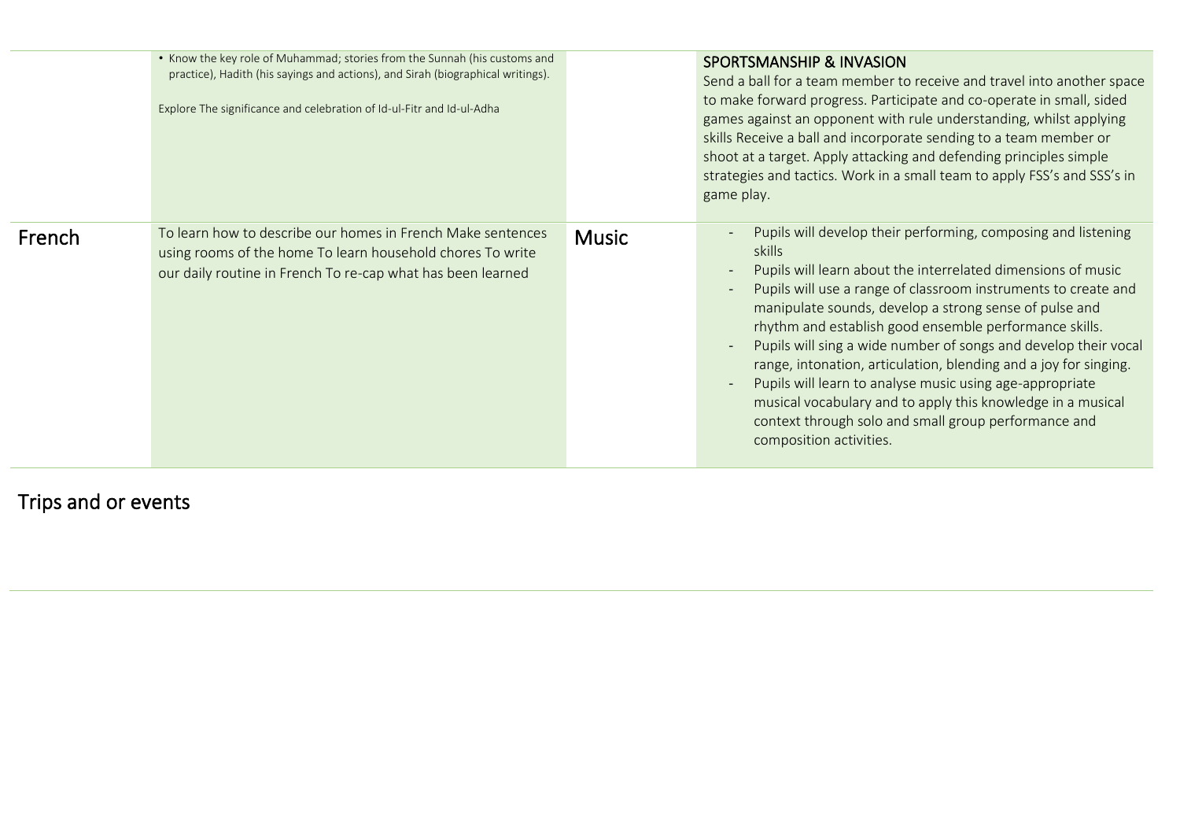| | | | |
|---|---|---|---|
| | • Know the key role of Muhammad; stories from the Sunnah (his customs and practice), Hadith (his sayings and actions), and Sirah (biographical writings).<br><br>Explore The significance and celebration of Id-ul-Fitr and Id-ul-Adha | | SPORTSMANSHIP & INVASION<br>Send a ball for a team member to receive and travel into another space to make forward progress. Participate and co-operate in small, sided games against an opponent with rule understanding, whilst applying skills Receive a ball and incorporate sending to a team member or shoot at a target. Apply attacking and defending principles simple strategies and tactics. Work in a small team to apply FSS's and SSS's in game play. |
| French | To learn how to describe our homes in French Make sentences using rooms of the home To learn household chores To write our daily routine in French To re-cap what has been learned | Music | - Pupils will develop their performing, composing and listening skills<br>- Pupils will learn about the interrelated dimensions of music<br>- Pupils will use a range of classroom instruments to create and manipulate sounds, develop a strong sense of pulse and rhythm and establish good ensemble performance skills.<br>- Pupils will sing a wide number of songs and develop their vocal range, intonation, articulation, blending and a joy for singing.<br>- Pupils will learn to analyse music using age-appropriate musical vocabulary and to apply this knowledge in a musical context through solo and small group performance and composition activities. |

## Trips and or events